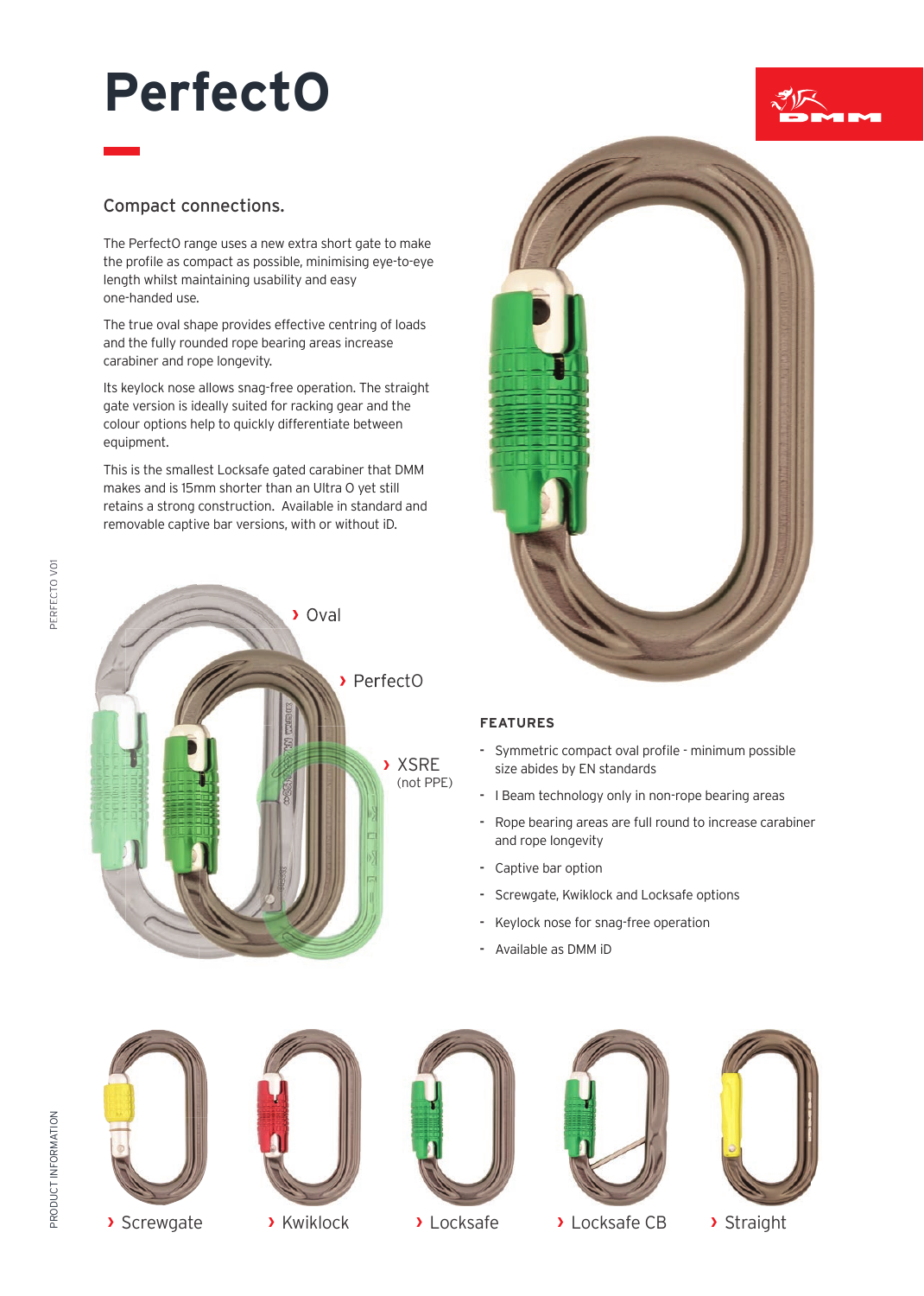# PerfectO

## Compact connections.

The PerfectO range uses a new extra short gate to make the profile as compact as possible, minimising eye-to-eye length whilst maintaining usability and easy one-handed use.

The true oval shape provides effective centring of loads and the fully rounded rope bearing areas increase carabiner and rope longevity.

Its keylock nose allows snag-free operation. The straight gate version is ideally suited for racking gear and the colour options help to quickly differentiate between equipment.

This is the smallest Locksafe gated carabiner that DMM makes and is 15mm shorter than an Ultra O yet still retains a strong construction. Available in standard and removable captive bar versions, with or without iD.

› Oval

› PerfectO

› XSRE (not PPE)

### FEATURES

- Symmetric compact oval profile - minimum possible size abides by EN standards
- I Beam technology only in non-rope bearing areas
- Rope bearing areas are full round to increase carabiner and rope longevity
- Captive bar option
- Screwgate, Kwiklock and Locksafe options
- Keylock nose for snag-free operation
- Available as DMM iD

› Screwgate › Kwiklock › Locksafe › Locksafe CB › Straight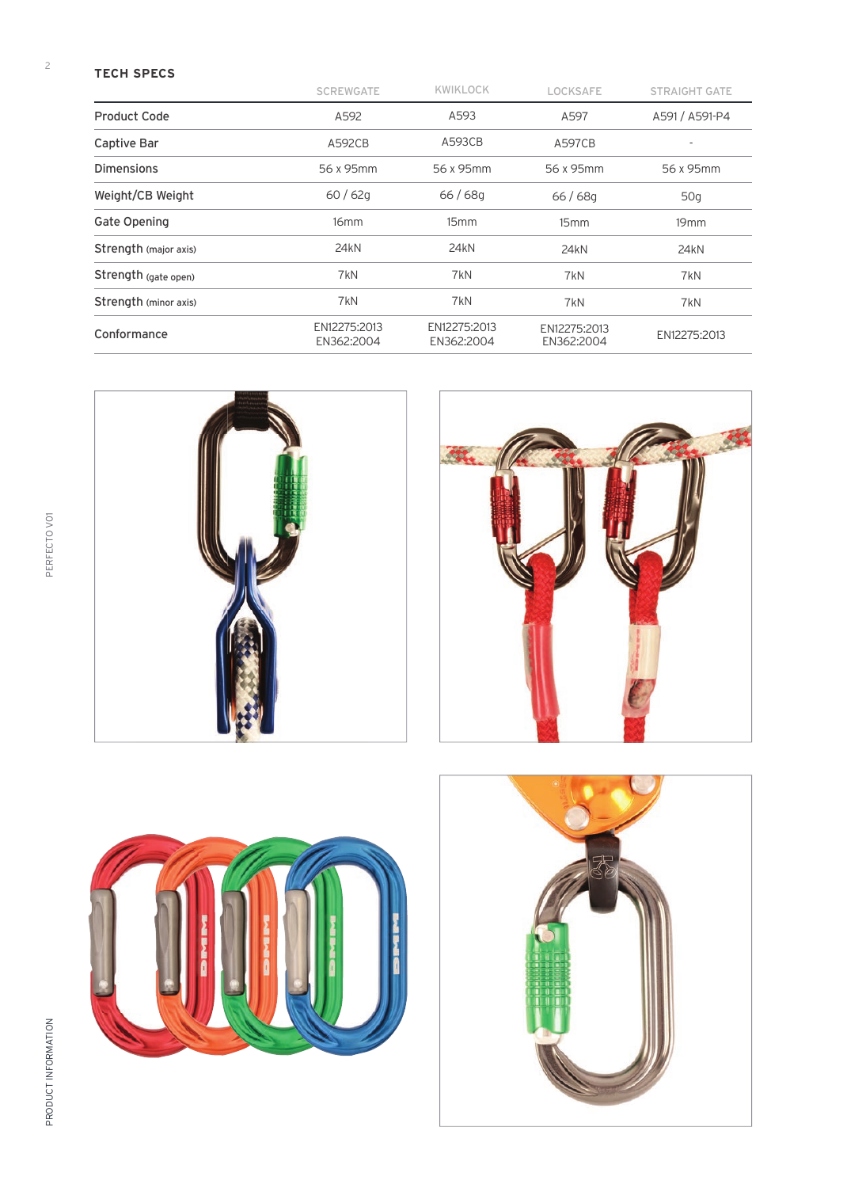## TECH SPECS

| | SCREWGATE | KWIKLOCK | LOCKSAFE | STRAIGHT GATE |
|---|---|---|---|---|
| Product Code | A592 | A593 | A597 | A591 / A591-P4 |
| Captive Bar | A592CB | A593CB | A597CB | - |
| Dimensions | 56 x 95mm | 56 x 95mm | 56 x 95mm | 56 x 95mm |
| Weight/CB Weight | 60 / 62g | 66 / 68g | 66 / 68g | 50g |
| Gate Opening | 16mm | 15mm | 15mm | 19mm |
| Strength (major axis) | 24kN | 24kN | 24kN | 24kN |
| Strength (gate open) | 7kN | 7kN | 7kN | 7kN |
| Strength (minor axis) | 7kN | 7kN | 7kN | 7kN |
| Conformance | EN12275:2013 EN362:2004 | EN12275:2013 EN362:2004 | EN12275:2013 EN362:2004 | EN12275:2013 |